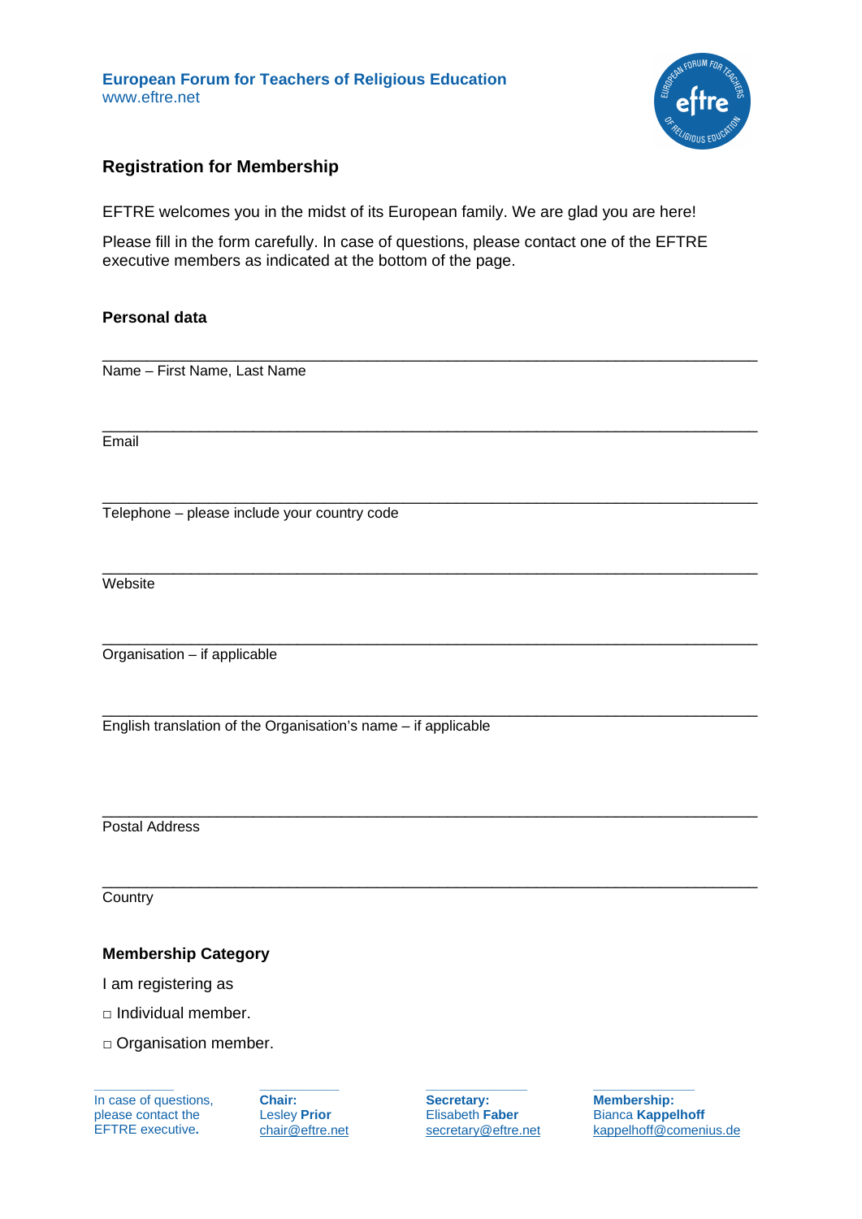**European Forum for Teachers of Religious Education**
www.eftre.net

## Registration for Membership

EFTRE welcomes you in the midst of its European family. We are glad you are here!

Please fill in the form carefully. In case of questions, please contact one of the EFTRE executive members as indicated at the bottom of the page.

### Personal data

\_\_\_\_\_\_\_\_\_\_\_\_\_\_\_\_\_\_\_\_\_\_\_\_\_\_\_\_\_\_\_\_\_\_\_\_\_\_\_\_\_\_\_\_\_\_\_\_\_\_\_\_\_\_\_\_\_\_\_\_\_\_\_\_\_\_\_\_\_\_
Name – First Name, Last Name

\_\_\_\_\_\_\_\_\_\_\_\_\_\_\_\_\_\_\_\_\_\_\_\_\_\_\_\_\_\_\_\_\_\_\_\_\_\_\_\_\_\_\_\_\_\_\_\_\_\_\_\_\_\_\_\_\_\_\_\_\_\_\_\_\_\_\_\_\_\_
Email

\_\_\_\_\_\_\_\_\_\_\_\_\_\_\_\_\_\_\_\_\_\_\_\_\_\_\_\_\_\_\_\_\_\_\_\_\_\_\_\_\_\_\_\_\_\_\_\_\_\_\_\_\_\_\_\_\_\_\_\_\_\_\_\_\_\_\_\_\_\_
Telephone – please include your country code

\_\_\_\_\_\_\_\_\_\_\_\_\_\_\_\_\_\_\_\_\_\_\_\_\_\_\_\_\_\_\_\_\_\_\_\_\_\_\_\_\_\_\_\_\_\_\_\_\_\_\_\_\_\_\_\_\_\_\_\_\_\_\_\_\_\_\_\_\_\_
Website

\_\_\_\_\_\_\_\_\_\_\_\_\_\_\_\_\_\_\_\_\_\_\_\_\_\_\_\_\_\_\_\_\_\_\_\_\_\_\_\_\_\_\_\_\_\_\_\_\_\_\_\_\_\_\_\_\_\_\_\_\_\_\_\_\_\_\_\_\_\_
Organisation – if applicable

\_\_\_\_\_\_\_\_\_\_\_\_\_\_\_\_\_\_\_\_\_\_\_\_\_\_\_\_\_\_\_\_\_\_\_\_\_\_\_\_\_\_\_\_\_\_\_\_\_\_\_\_\_\_\_\_\_\_\_\_\_\_\_\_\_\_\_\_\_\_
English translation of the Organisation's name – if applicable

\_\_\_\_\_\_\_\_\_\_\_\_\_\_\_\_\_\_\_\_\_\_\_\_\_\_\_\_\_\_\_\_\_\_\_\_\_\_\_\_\_\_\_\_\_\_\_\_\_\_\_\_\_\_\_\_\_\_\_\_\_\_\_\_\_\_\_\_\_\_
Postal Address

\_\_\_\_\_\_\_\_\_\_\_\_\_\_\_\_\_\_\_\_\_\_\_\_\_\_\_\_\_\_\_\_\_\_\_\_\_\_\_\_\_\_\_\_\_\_\_\_\_\_\_\_\_\_\_\_\_\_\_\_\_\_\_\_\_\_\_\_\_\_
Country

### Membership Category

I am registering as

□ Individual member.

□ Organisation member.

In case of questions, please contact the EFTRE executive.

**Chair:**
Lesley **Prior**
chair@eftre.net

**Secretary:**
Elisabeth **Faber**
secretary@eftre.net

**Membership:**
Bianca **Kappelhoff**
kappelhoff@comenius.de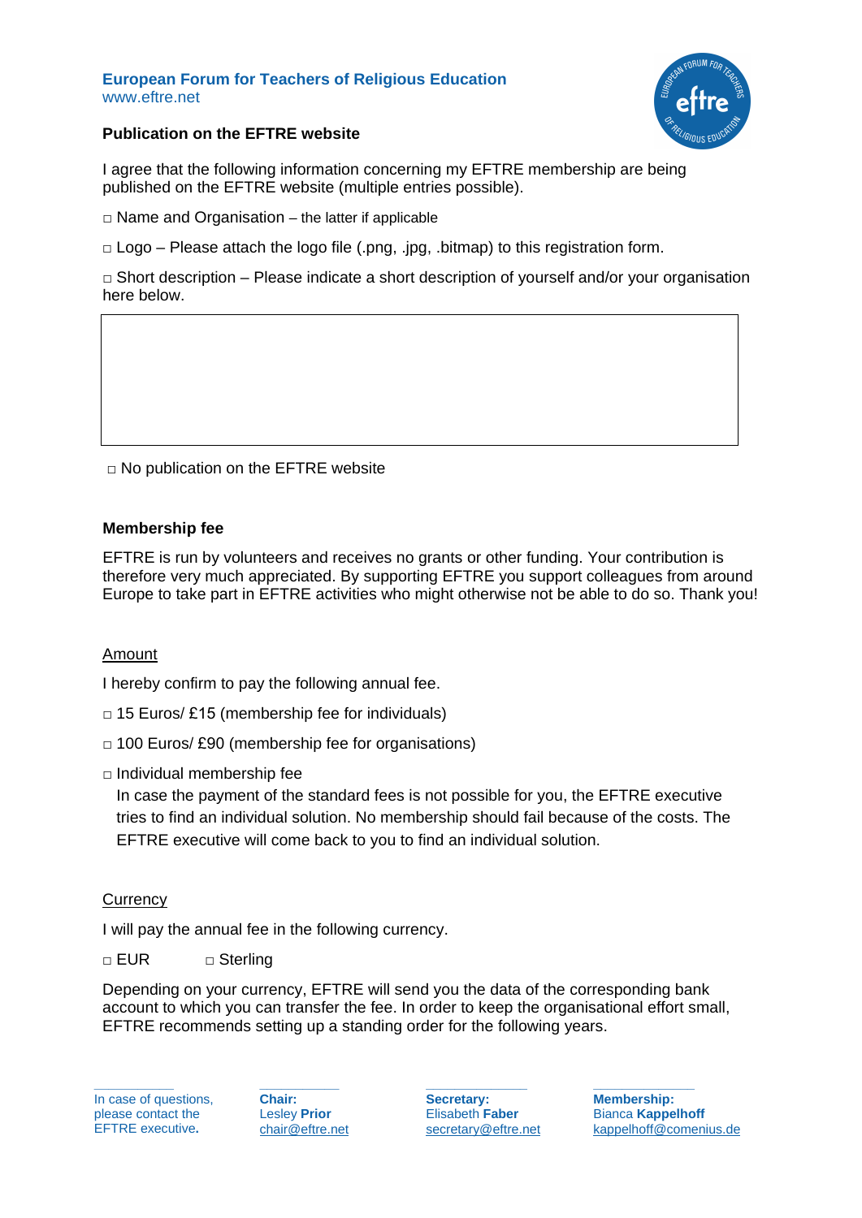**European Forum for Teachers of Religious Education**
www.eftre.net

**Publication on the EFTRE website**

I agree that the following information concerning my EFTRE membership are being published on the EFTRE website (multiple entries possible).

□ Name and Organisation – the latter if applicable

□ Logo – Please attach the logo file (.png, .jpg, .bitmap) to this registration form.

□ Short description – Please indicate a short description of yourself and/or your organisation here below.

| |
|---|
| |

□ No publication on the EFTRE website

**Membership fee**

EFTRE is run by volunteers and receives no grants or other funding. Your contribution is therefore very much appreciated. By supporting EFTRE you support colleagues from around Europe to take part in EFTRE activities who might otherwise not be able to do so. Thank you!

Amount

I hereby confirm to pay the following annual fee.

□ 15 Euros/ £15 (membership fee for individuals)

□ 100 Euros/ £90 (membership fee for organisations)

□ Individual membership fee
In case the payment of the standard fees is not possible for you, the EFTRE executive tries to find an individual solution. No membership should fail because of the costs. The EFTRE executive will come back to you to find an individual solution.

Currency

I will pay the annual fee in the following currency.

□ EUR □ Sterling

Depending on your currency, EFTRE will send you the data of the corresponding bank account to which you can transfer the fee. In order to keep the organisational effort small, EFTRE recommends setting up a standing order for the following years.

In case of questions, please contact the EFTRE executive.

**Chair:** Lesley **Prior** chair@eftre.net

**Secretary:** Elisabeth **Faber** secretary@eftre.net

**Membership:** Bianca **Kappelhoff** kappelhoff@comenius.de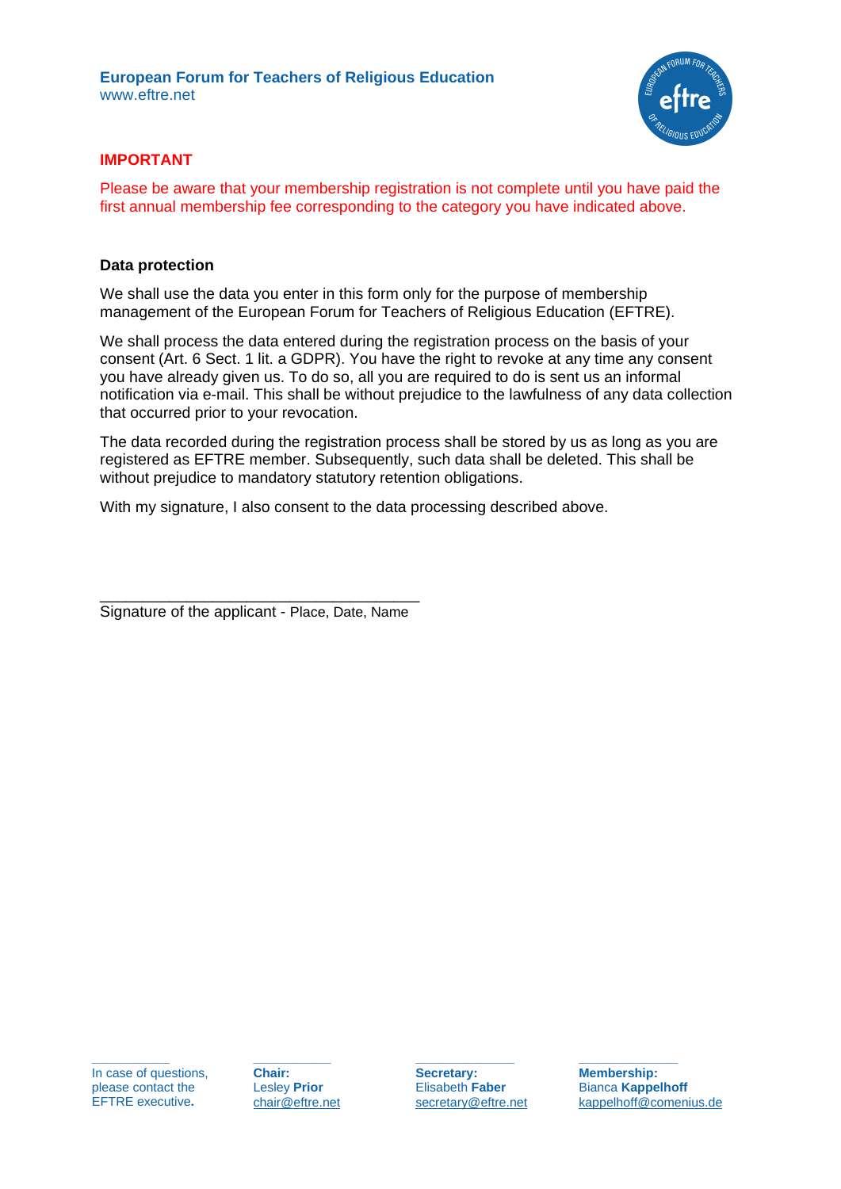**European Forum for Teachers of Religious Education**
www.eftre.net

**IMPORTANT**

Please be aware that your membership registration is not complete until you have paid the first annual membership fee corresponding to the category you have indicated above.

**Data protection**

We shall use the data you enter in this form only for the purpose of membership management of the European Forum for Teachers of Religious Education (EFTRE).

We shall process the data entered during the registration process on the basis of your consent (Art. 6 Sect. 1 lit. a GDPR). You have the right to revoke at any time any consent you have already given us. To do so, all you are required to do is sent us an informal notification via e-mail. This shall be without prejudice to the lawfulness of any data collection that occurred prior to your revocation.

The data recorded during the registration process shall be stored by us as long as you are registered as EFTRE member. Subsequently, such data shall be deleted. This shall be without prejudice to mandatory statutory retention obligations.

With my signature, I also consent to the data processing described above.

\_\_\_\_\_\_\_\_\_\_\_\_\_\_\_\_\_\_\_\_\_\_\_\_\_\_\_\_\_\_\_\_\_\_\_\_\_\_
Signature of the applicant - Place, Date, Name

In case of questions, please contact the EFTRE executive.

**Chair:**
Lesley **Prior**
chair@eftre.net

**Secretary:**
Elisabeth **Faber**
secretary@eftre.net

**Membership:**
Bianca **Kappelhoff**
kappelhoff@comenius.de